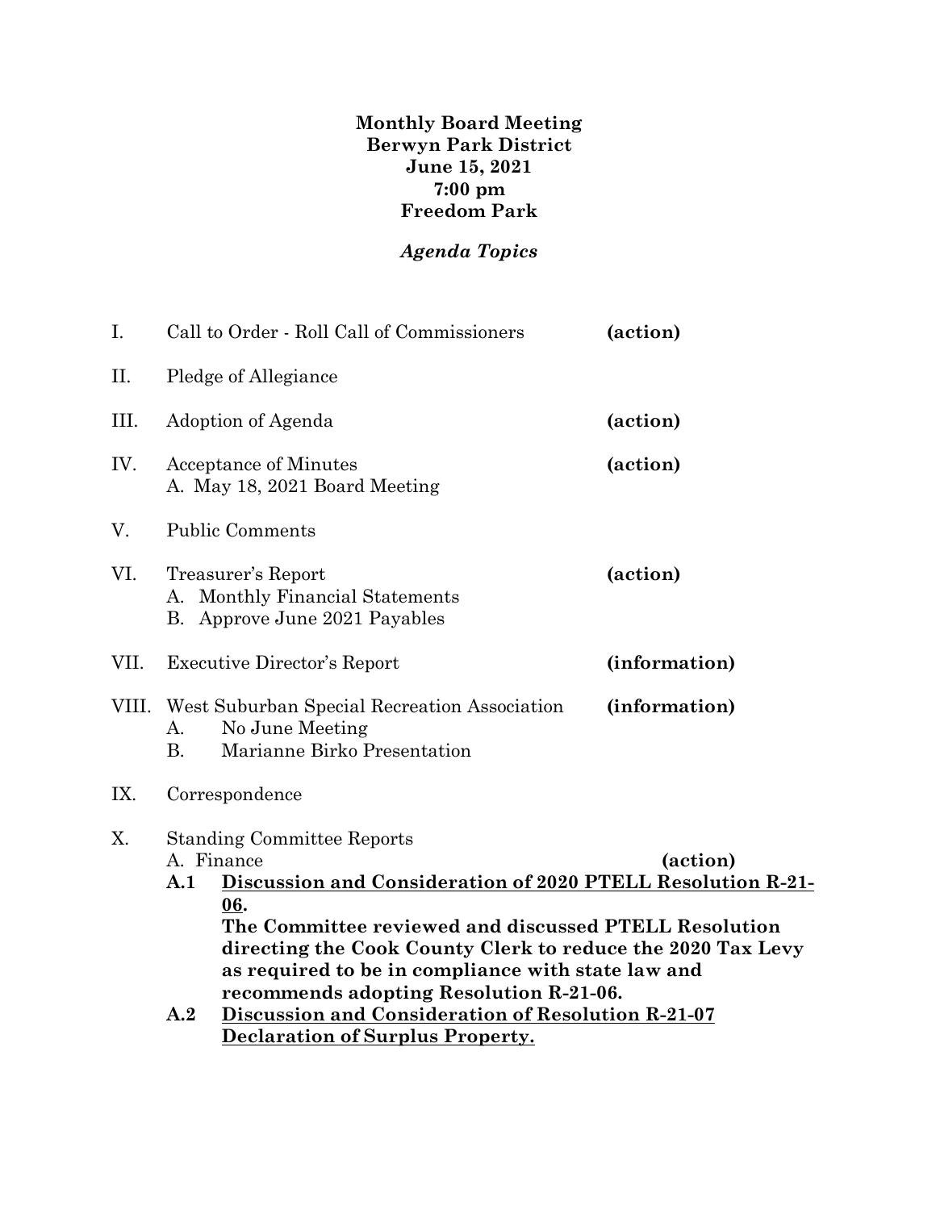**Monthly Board Meeting**
**Berwyn Park District**
**June 15, 2021**
**7:00 pm**
**Freedom Park**

***Agenda Topics***

I. Call to Order - Roll Call of Commissioners **(action)**

II. Pledge of Allegiance

III. Adoption of Agenda **(action)**

IV. Acceptance of Minutes **(action)**
   A. May 18, 2021 Board Meeting

V. Public Comments

VI. Treasurer's Report **(action)**
   A. Monthly Financial Statements
   B. Approve June 2021 Payables

VII. Executive Director's Report **(information)**

VIII. West Suburban Special Recreation Association **(information)**
   A. No June Meeting
   B. Marianne Birko Presentation

IX. Correspondence

X. Standing Committee Reports
   A. Finance **(action)**

   **A.1** **<u>Discussion and Consideration of 2020 PTELL Resolution R-21-06</u>.**
   **The Committee reviewed and discussed PTELL Resolution directing the Cook County Clerk to reduce the 2020 Tax Levy as required to be in compliance with state law and recommends adopting Resolution R-21-06.**

   **A.2** **<u>Discussion and Consideration of Resolution R-21-07 Declaration of Surplus Property.</u>**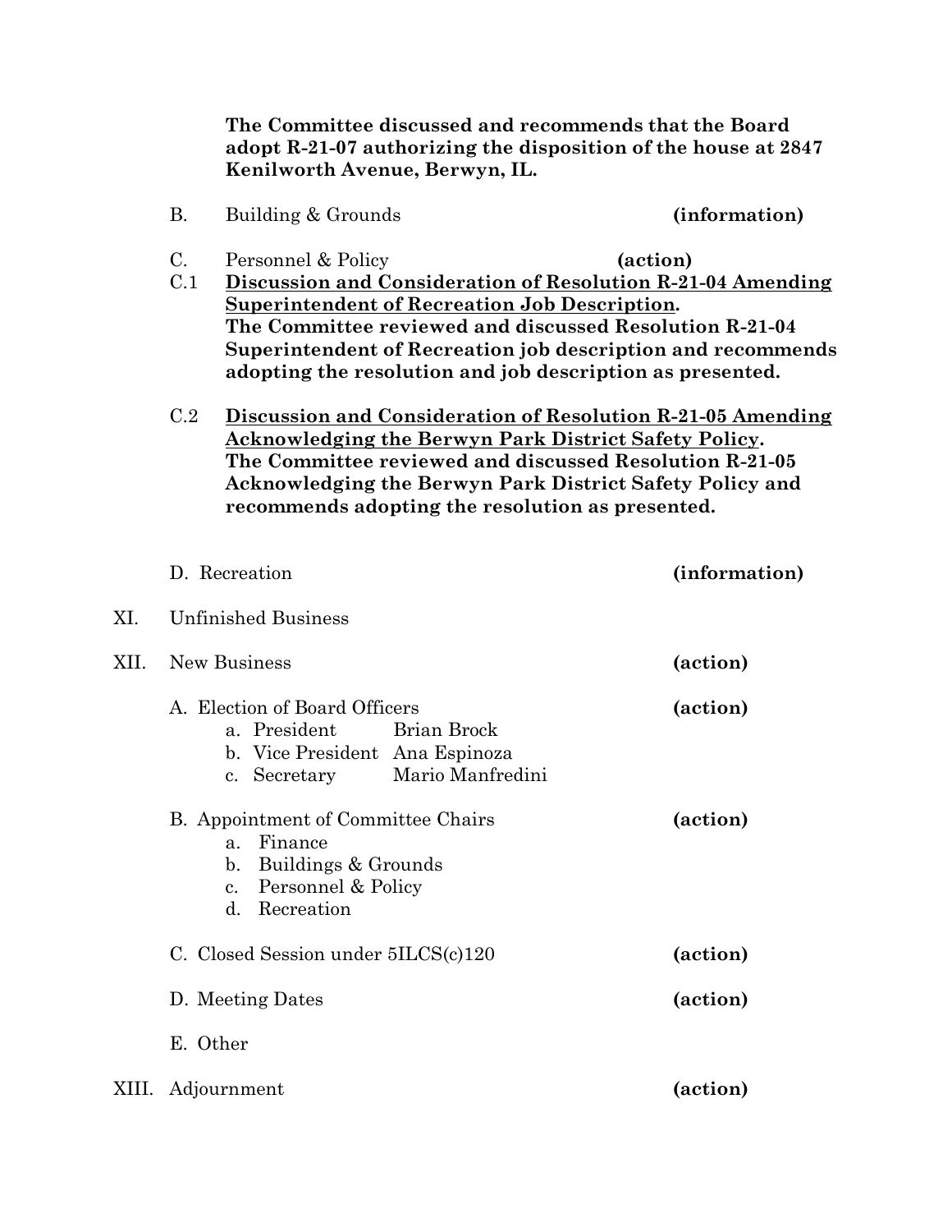**The Committee discussed and recommends that the Board adopt R-21-07 authorizing the disposition of the house at 2847 Kenilworth Avenue, Berwyn, IL.**

B. Building & Grounds **(information)**

C. Personnel & Policy **(action)**

C.1 **Discussion and Consideration of Resolution R-21-04 Amending Superintendent of Recreation Job Description.**
**The Committee reviewed and discussed Resolution R-21-04 Superintendent of Recreation job description and recommends adopting the resolution and job description as presented.**

C.2 **Discussion and Consideration of Resolution R-21-05 Amending Acknowledging the Berwyn Park District Safety Policy.**
**The Committee reviewed and discussed Resolution R-21-05 Acknowledging the Berwyn Park District Safety Policy and recommends adopting the resolution as presented.**

D. Recreation **(information)**

XI. Unfinished Business

XII. New Business **(action)**

A. Election of Board Officers **(action)**
- a. President — Brian Brock
- b. Vice President — Ana Espinoza
- c. Secretary — Mario Manfredini

B. Appointment of Committee Chairs **(action)**
- a. Finance
- b. Buildings & Grounds
- c. Personnel & Policy
- d. Recreation

C. Closed Session under 5ILCS(c)120 **(action)**

D. Meeting Dates **(action)**

E. Other

XIII. Adjournment **(action)**